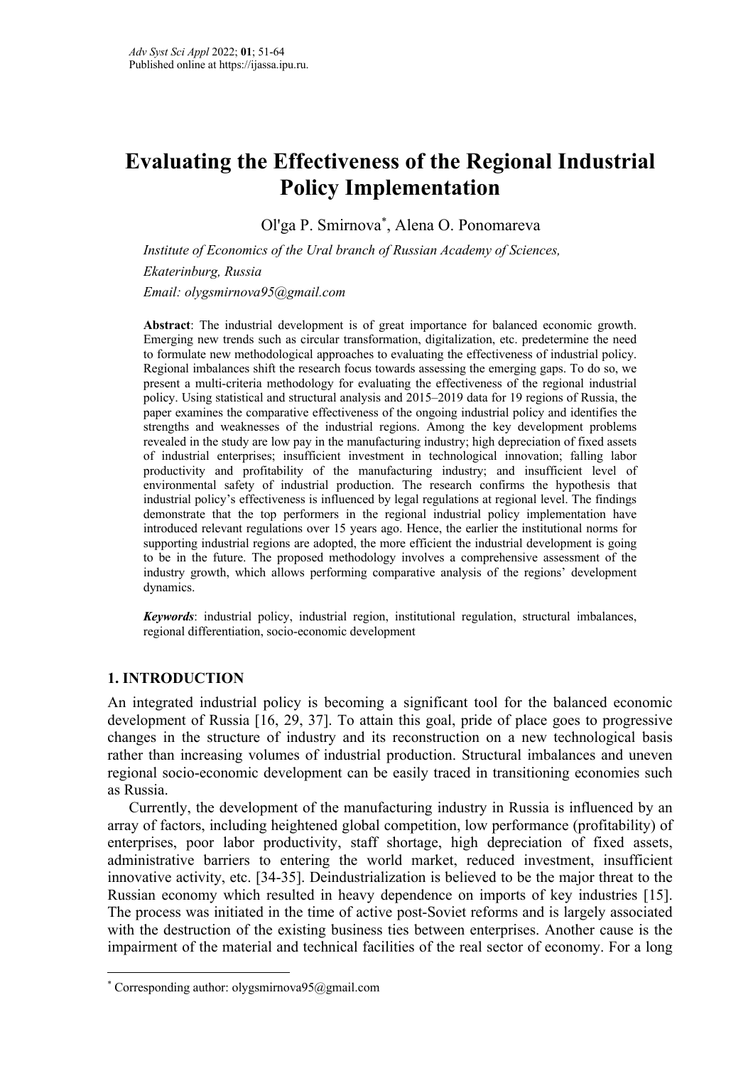# Evaluating the Effectiveness of the Regional Industrial Policy Implementation

Ol'ga P. Smirnova[*], Alena O. Ponomareva

*Institute of Economics of the Ural branch of Russian Academy of Sciences,*

*Ekaterinburg, Russia*

*Email: olygsmirnova95@gmail.com*

**Abstract**: The industrial development is of great importance for balanced economic growth. Emerging new trends such as circular transformation, digitalization, etc. predetermine the need to formulate new methodological approaches to evaluating the effectiveness of industrial policy. Regional imbalances shift the research focus towards assessing the emerging gaps. To do so, we present a multi-criteria methodology for evaluating the effectiveness of the regional industrial policy. Using statistical and structural analysis and 2015–2019 data for 19 regions of Russia, the paper examines the comparative effectiveness of the ongoing industrial policy and identifies the strengths and weaknesses of the industrial regions. Among the key development problems revealed in the study are low pay in the manufacturing industry; high depreciation of fixed assets of industrial enterprises; insufficient investment in technological innovation; falling labor productivity and profitability of the manufacturing industry; and insufficient level of environmental safety of industrial production. The research confirms the hypothesis that industrial policy's effectiveness is influenced by legal regulations at regional level. The findings demonstrate that the top performers in the regional industrial policy implementation have introduced relevant regulations over 15 years ago. Hence, the earlier the institutional norms for supporting industrial regions are adopted, the more efficient the industrial development is going to be in the future. The proposed methodology involves a comprehensive assessment of the industry growth, which allows performing comparative analysis of the regions' development dynamics.

***Keywords***: industrial policy, industrial region, institutional regulation, structural imbalances, regional differentiation, socio-economic development

## 1. INTRODUCTION

An integrated industrial policy is becoming a significant tool for the balanced economic development of Russia [16, 29, 37]. To attain this goal, pride of place goes to progressive changes in the structure of industry and its reconstruction on a new technological basis rather than increasing volumes of industrial production. Structural imbalances and uneven regional socio-economic development can be easily traced in transitioning economies such as Russia.

Currently, the development of the manufacturing industry in Russia is influenced by an array of factors, including heightened global competition, low performance (profitability) of enterprises, poor labor productivity, staff shortage, high depreciation of fixed assets, administrative barriers to entering the world market, reduced investment, insufficient innovative activity, etc. [34-35]. Deindustrialization is believed to be the major threat to the Russian economy which resulted in heavy dependence on imports of key industries [15]. The process was initiated in the time of active post-Soviet reforms and is largely associated with the destruction of the existing business ties between enterprises. Another cause is the impairment of the material and technical facilities of the real sector of economy. For a long

[*] Corresponding author: olygsmirnova95@gmail.com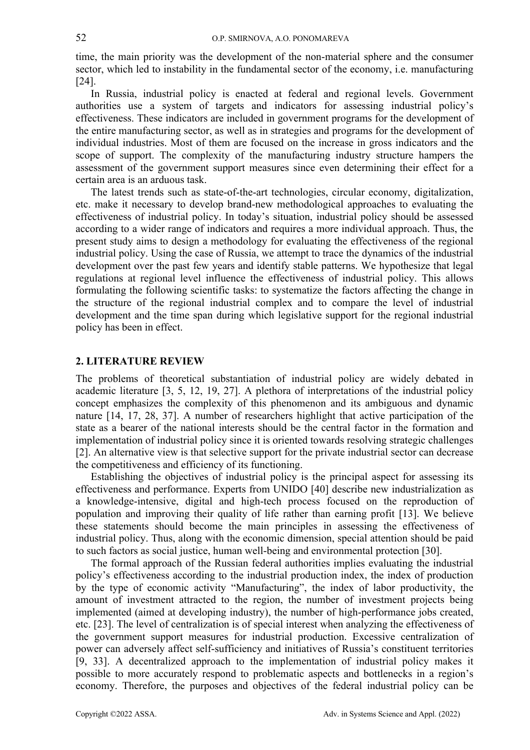time, the main priority was the development of the non-material sphere and the consumer sector, which led to instability in the fundamental sector of the economy, i.e. manufacturing [24].

In Russia, industrial policy is enacted at federal and regional levels. Government authorities use a system of targets and indicators for assessing industrial policy's effectiveness. These indicators are included in government programs for the development of the entire manufacturing sector, as well as in strategies and programs for the development of individual industries. Most of them are focused on the increase in gross indicators and the scope of support. The complexity of the manufacturing industry structure hampers the assessment of the government support measures since even determining their effect for a certain area is an arduous task.

The latest trends such as state-of-the-art technologies, circular economy, digitalization, etc. make it necessary to develop brand-new methodological approaches to evaluating the effectiveness of industrial policy. In today's situation, industrial policy should be assessed according to a wider range of indicators and requires a more individual approach. Thus, the present study aims to design a methodology for evaluating the effectiveness of the regional industrial policy. Using the case of Russia, we attempt to trace the dynamics of the industrial development over the past few years and identify stable patterns. We hypothesize that legal regulations at regional level influence the effectiveness of industrial policy. This allows formulating the following scientific tasks: to systematize the factors affecting the change in the structure of the regional industrial complex and to compare the level of industrial development and the time span during which legislative support for the regional industrial policy has been in effect.

## 2. LITERATURE REVIEW

The problems of theoretical substantiation of industrial policy are widely debated in academic literature [3, 5, 12, 19, 27]. A plethora of interpretations of the industrial policy concept emphasizes the complexity of this phenomenon and its ambiguous and dynamic nature [14, 17, 28, 37]. A number of researchers highlight that active participation of the state as a bearer of the national interests should be the central factor in the formation and implementation of industrial policy since it is oriented towards resolving strategic challenges [2]. An alternative view is that selective support for the private industrial sector can decrease the competitiveness and efficiency of its functioning.

Establishing the objectives of industrial policy is the principal aspect for assessing its effectiveness and performance. Experts from UNIDO [40] describe new industrialization as a knowledge-intensive, digital and high-tech process focused on the reproduction of population and improving their quality of life rather than earning profit [13]. We believe these statements should become the main principles in assessing the effectiveness of industrial policy. Thus, along with the economic dimension, special attention should be paid to such factors as social justice, human well-being and environmental protection [30].

The formal approach of the Russian federal authorities implies evaluating the industrial policy's effectiveness according to the industrial production index, the index of production by the type of economic activity "Manufacturing", the index of labor productivity, the amount of investment attracted to the region, the number of investment projects being implemented (aimed at developing industry), the number of high-performance jobs created, etc. [23]. The level of centralization is of special interest when analyzing the effectiveness of the government support measures for industrial production. Excessive centralization of power can adversely affect self-sufficiency and initiatives of Russia's constituent territories [9, 33]. A decentralized approach to the implementation of industrial policy makes it possible to more accurately respond to problematic aspects and bottlenecks in a region's economy. Therefore, the purposes and objectives of the federal industrial policy can be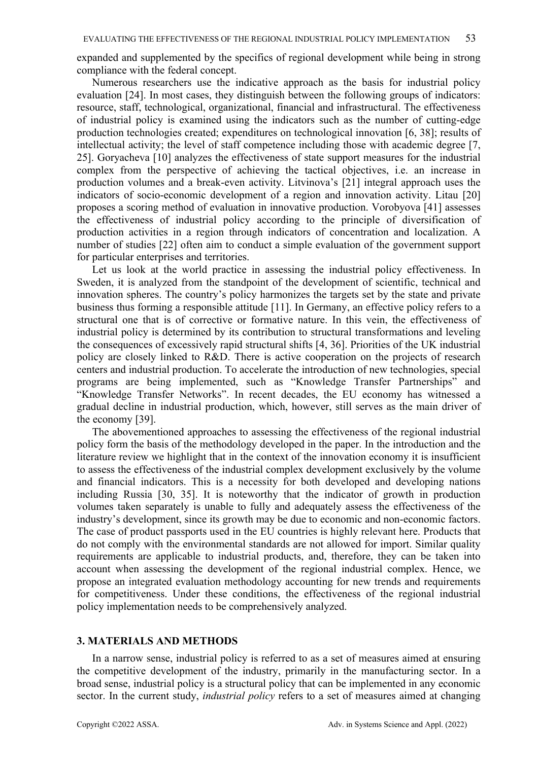expanded and supplemented by the specifics of regional development while being in strong compliance with the federal concept.

Numerous researchers use the indicative approach as the basis for industrial policy evaluation [24]. In most cases, they distinguish between the following groups of indicators: resource, staff, technological, organizational, financial and infrastructural. The effectiveness of industrial policy is examined using the indicators such as the number of cutting-edge production technologies created; expenditures on technological innovation [6, 38]; results of intellectual activity; the level of staff competence including those with academic degree [7, 25]. Goryacheva [10] analyzes the effectiveness of state support measures for the industrial complex from the perspective of achieving the tactical objectives, i.e. an increase in production volumes and a break-even activity. Litvinova's [21] integral approach uses the indicators of socio-economic development of a region and innovation activity. Litau [20] proposes a scoring method of evaluation in innovative production. Vorobyova [41] assesses the effectiveness of industrial policy according to the principle of diversification of production activities in a region through indicators of concentration and localization. A number of studies [22] often aim to conduct a simple evaluation of the government support for particular enterprises and territories.

Let us look at the world practice in assessing the industrial policy effectiveness. In Sweden, it is analyzed from the standpoint of the development of scientific, technical and innovation spheres. The country's policy harmonizes the targets set by the state and private business thus forming a responsible attitude [11]. In Germany, an effective policy refers to a structural one that is of corrective or formative nature. In this vein, the effectiveness of industrial policy is determined by its contribution to structural transformations and leveling the consequences of excessively rapid structural shifts [4, 36]. Priorities of the UK industrial policy are closely linked to R&D. There is active cooperation on the projects of research centers and industrial production. To accelerate the introduction of new technologies, special programs are being implemented, such as "Knowledge Transfer Partnerships" and "Knowledge Transfer Networks". In recent decades, the EU economy has witnessed a gradual decline in industrial production, which, however, still serves as the main driver of the economy [39].

The abovementioned approaches to assessing the effectiveness of the regional industrial policy form the basis of the methodology developed in the paper. In the introduction and the literature review we highlight that in the context of the innovation economy it is insufficient to assess the effectiveness of the industrial complex development exclusively by the volume and financial indicators. This is a necessity for both developed and developing nations including Russia [30, 35]. It is noteworthy that the indicator of growth in production volumes taken separately is unable to fully and adequately assess the effectiveness of the industry's development, since its growth may be due to economic and non-economic factors. The case of product passports used in the EU countries is highly relevant here. Products that do not comply with the environmental standards are not allowed for import. Similar quality requirements are applicable to industrial products, and, therefore, they can be taken into account when assessing the development of the regional industrial complex. Hence, we propose an integrated evaluation methodology accounting for new trends and requirements for competitiveness. Under these conditions, the effectiveness of the regional industrial policy implementation needs to be comprehensively analyzed.

## 3. MATERIALS AND METHODS

In a narrow sense, industrial policy is referred to as a set of measures aimed at ensuring the competitive development of the industry, primarily in the manufacturing sector. In a broad sense, industrial policy is a structural policy that can be implemented in any economic sector. In the current study, *industrial policy* refers to a set of measures aimed at changing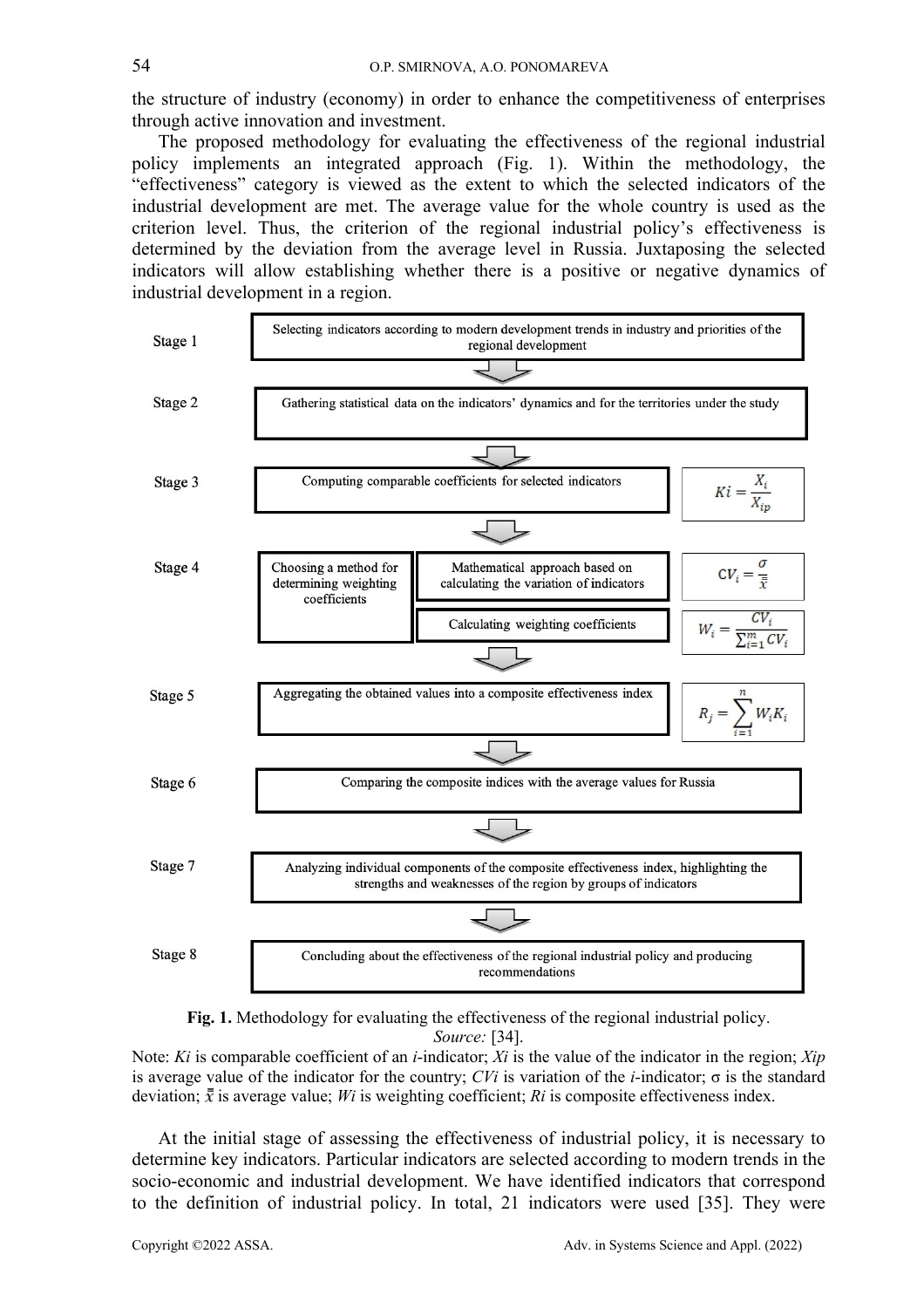the structure of industry (economy) in order to enhance the competitiveness of enterprises through active innovation and investment.

The proposed methodology for evaluating the effectiveness of the regional industrial policy implements an integrated approach (Fig. 1). Within the methodology, the "effectiveness" category is viewed as the extent to which the selected indicators of the industrial development are met. The average value for the whole country is used as the criterion level. Thus, the criterion of the regional industrial policy's effectiveness is determined by the deviation from the average level in Russia. Juxtaposing the selected indicators will allow establishing whether there is a positive or negative dynamics of industrial development in a region.

| Stage | Step | Formula |
|---|---|---|
| Stage 1 | Selecting indicators according to modern development trends in industry and priorities of the regional development | |
| Stage 2 | Gathering statistical data on the indicators' dynamics and for the territories under the study | |
| Stage 3 | Computing comparable coefficients for selected indicators | $Ki = \frac{X_i}{X_{ip}}$ |
| Stage 4 | Choosing a method for determining weighting coefficients: Mathematical approach based on calculating the variation of indicators | $CV_i = \frac{\sigma}{\bar{\bar{x}}}$ |
| | Calculating weighting coefficients | $W_i = \frac{CV_i}{\sum_{i=1}^{m} CV_i}$ |
| Stage 5 | Aggregating the obtained values into a composite effectiveness index | $R_j = \sum_{i=1}^{n} W_i K_i$ |
| Stage 6 | Comparing the composite indices with the average values for Russia | |
| Stage 7 | Analyzing individual components of the composite effectiveness index, highlighting the strengths and weaknesses of the region by groups of indicators | |
| Stage 8 | Concluding about the effectiveness of the regional industrial policy and producing recommendations | |

**Fig. 1.** Methodology for evaluating the effectiveness of the regional industrial policy.
*Source:* [34].

Note: $Ki$ is comparable coefficient of an $i$-indicator; $Xi$ is the value of the indicator in the region; $Xip$ is average value of the indicator for the country; $CVi$ is variation of the $i$-indicator; $\sigma$ is the standard deviation; $\bar{\bar{x}}$ is average value; $Wi$ is weighting coefficient; $Ri$ is composite effectiveness index.

At the initial stage of assessing the effectiveness of industrial policy, it is necessary to determine key indicators. Particular indicators are selected according to modern trends in the socio-economic and industrial development. We have identified indicators that correspond to the definition of industrial policy. In total, 21 indicators were used [35]. They were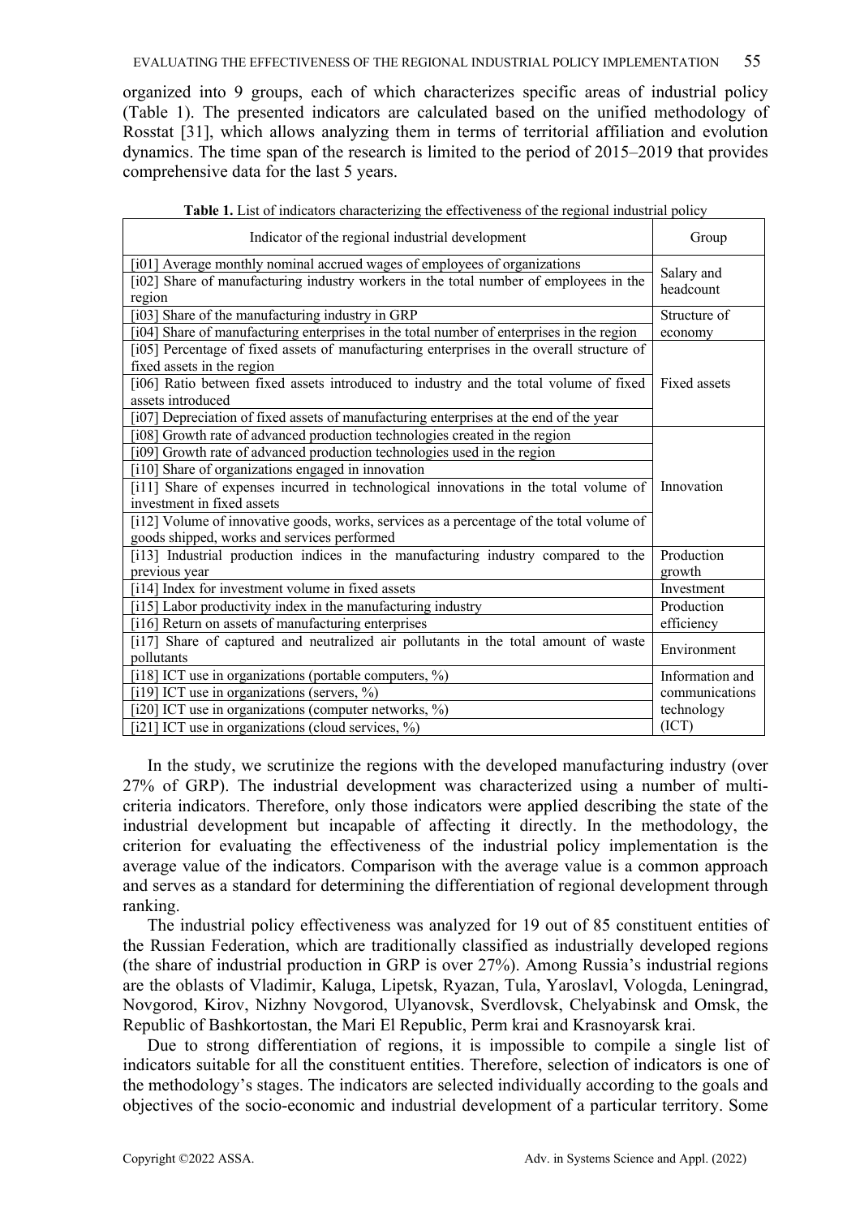organized into 9 groups, each of which characterizes specific areas of industrial policy (Table 1). The presented indicators are calculated based on the unified methodology of Rosstat [31], which allows analyzing them in terms of territorial affiliation and evolution dynamics. The time span of the research is limited to the period of 2015–2019 that provides comprehensive data for the last 5 years.

**Table 1.** List of indicators characterizing the effectiveness of the regional industrial policy

| Indicator of the regional industrial development | Group |
|---|---|
| [i01] Average monthly nominal accrued wages of employees of organizations | Salary and headcount |
| [i02] Share of manufacturing industry workers in the total number of employees in the region | |
| [i03] Share of the manufacturing industry in GRP | Structure of economy |
| [i04] Share of manufacturing enterprises in the total number of enterprises in the region | |
| [i05] Percentage of fixed assets of manufacturing enterprises in the overall structure of fixed assets in the region | Fixed assets |
| [i06] Ratio between fixed assets introduced to industry and the total volume of fixed assets introduced | |
| [i07] Depreciation of fixed assets of manufacturing enterprises at the end of the year | |
| [i08] Growth rate of advanced production technologies created in the region | Innovation |
| [i09] Growth rate of advanced production technologies used in the region | |
| [i10] Share of organizations engaged in innovation | |
| [i11] Share of expenses incurred in technological innovations in the total volume of investment in fixed assets | |
| [i12] Volume of innovative goods, works, services as a percentage of the total volume of goods shipped, works and services performed | |
| [i13] Industrial production indices in the manufacturing industry compared to the previous year | Production growth |
| [i14] Index for investment volume in fixed assets | Investment |
| [i15] Labor productivity index in the manufacturing industry | Production efficiency |
| [i16] Return on assets of manufacturing enterprises | |
| [i17] Share of captured and neutralized air pollutants in the total amount of waste pollutants | Environment |
| [i18] ICT use in organizations (portable computers, %) | Information and communications technology (ICT) |
| [i19] ICT use in organizations (servers, %) | |
| [i20] ICT use in organizations (computer networks, %) | |
| [i21] ICT use in organizations (cloud services, %) | |

In the study, we scrutinize the regions with the developed manufacturing industry (over 27% of GRP). The industrial development was characterized using a number of multi-criteria indicators. Therefore, only those indicators were applied describing the state of the industrial development but incapable of affecting it directly. In the methodology, the criterion for evaluating the effectiveness of the industrial policy implementation is the average value of the indicators. Comparison with the average value is a common approach and serves as a standard for determining the differentiation of regional development through ranking.

The industrial policy effectiveness was analyzed for 19 out of 85 constituent entities of the Russian Federation, which are traditionally classified as industrially developed regions (the share of industrial production in GRP is over 27%). Among Russia's industrial regions are the oblasts of Vladimir, Kaluga, Lipetsk, Ryazan, Tula, Yaroslavl, Vologda, Leningrad, Novgorod, Kirov, Nizhny Novgorod, Ulyanovsk, Sverdlovsk, Chelyabinsk and Omsk, the Republic of Bashkortostan, the Mari El Republic, Perm krai and Krasnoyarsk krai.

Due to strong differentiation of regions, it is impossible to compile a single list of indicators suitable for all the constituent entities. Therefore, selection of indicators is one of the methodology's stages. The indicators are selected individually according to the goals and objectives of the socio-economic and industrial development of a particular territory. Some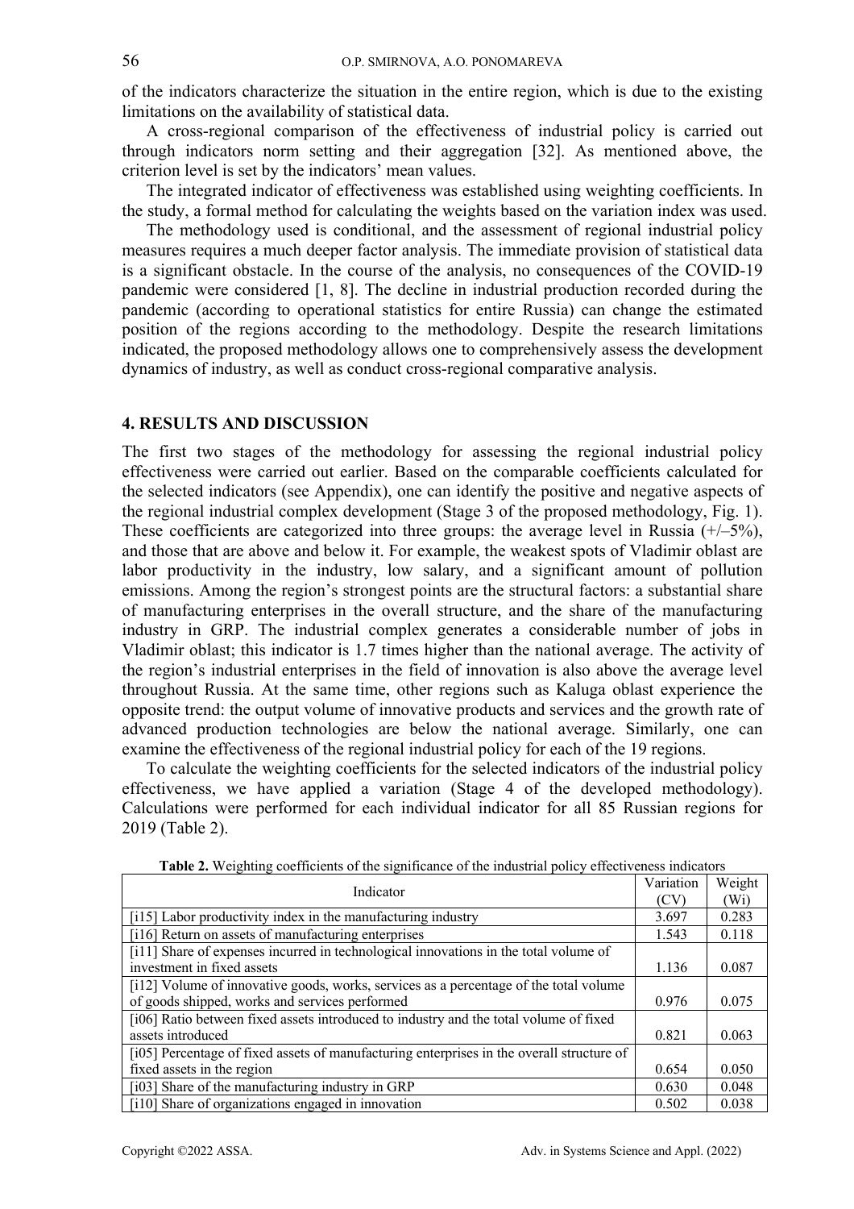of the indicators characterize the situation in the entire region, which is due to the existing limitations on the availability of statistical data.

A cross-regional comparison of the effectiveness of industrial policy is carried out through indicators norm setting and their aggregation [32]. As mentioned above, the criterion level is set by the indicators' mean values.

The integrated indicator of effectiveness was established using weighting coefficients. In the study, a formal method for calculating the weights based on the variation index was used.

The methodology used is conditional, and the assessment of regional industrial policy measures requires a much deeper factor analysis. The immediate provision of statistical data is a significant obstacle. In the course of the analysis, no consequences of the COVID-19 pandemic were considered [1, 8]. The decline in industrial production recorded during the pandemic (according to operational statistics for entire Russia) can change the estimated position of the regions according to the methodology. Despite the research limitations indicated, the proposed methodology allows one to comprehensively assess the development dynamics of industry, as well as conduct cross-regional comparative analysis.

## 4. RESULTS AND DISCUSSION

The first two stages of the methodology for assessing the regional industrial policy effectiveness were carried out earlier. Based on the comparable coefficients calculated for the selected indicators (see Appendix), one can identify the positive and negative aspects of the regional industrial complex development (Stage 3 of the proposed methodology, Fig. 1). These coefficients are categorized into three groups: the average level in Russia (+/–5%), and those that are above and below it. For example, the weakest spots of Vladimir oblast are labor productivity in the industry, low salary, and a significant amount of pollution emissions. Among the region's strongest points are the structural factors: a substantial share of manufacturing enterprises in the overall structure, and the share of the manufacturing industry in GRP. The industrial complex generates a considerable number of jobs in Vladimir oblast; this indicator is 1.7 times higher than the national average. The activity of the region's industrial enterprises in the field of innovation is also above the average level throughout Russia. At the same time, other regions such as Kaluga oblast experience the opposite trend: the output volume of innovative products and services and the growth rate of advanced production technologies are below the national average. Similarly, one can examine the effectiveness of the regional industrial policy for each of the 19 regions.

To calculate the weighting coefficients for the selected indicators of the industrial policy effectiveness, we have applied a variation (Stage 4 of the developed methodology). Calculations were performed for each individual indicator for all 85 Russian regions for 2019 (Table 2).

**Table 2.** Weighting coefficients of the significance of the industrial policy effectiveness indicators

| Indicator | Variation (CV) | Weight (Wi) |
|---|---|---|
| [i15] Labor productivity index in the manufacturing industry | 3.697 | 0.283 |
| [i16] Return on assets of manufacturing enterprises | 1.543 | 0.118 |
| [i11] Share of expenses incurred in technological innovations in the total volume of investment in fixed assets | 1.136 | 0.087 |
| [i12] Volume of innovative goods, works, services as a percentage of the total volume of goods shipped, works and services performed | 0.976 | 0.075 |
| [i06] Ratio between fixed assets introduced to industry and the total volume of fixed assets introduced | 0.821 | 0.063 |
| [i05] Percentage of fixed assets of manufacturing enterprises in the overall structure of fixed assets in the region | 0.654 | 0.050 |
| [i03] Share of the manufacturing industry in GRP | 0.630 | 0.048 |
| [i10] Share of organizations engaged in innovation | 0.502 | 0.038 |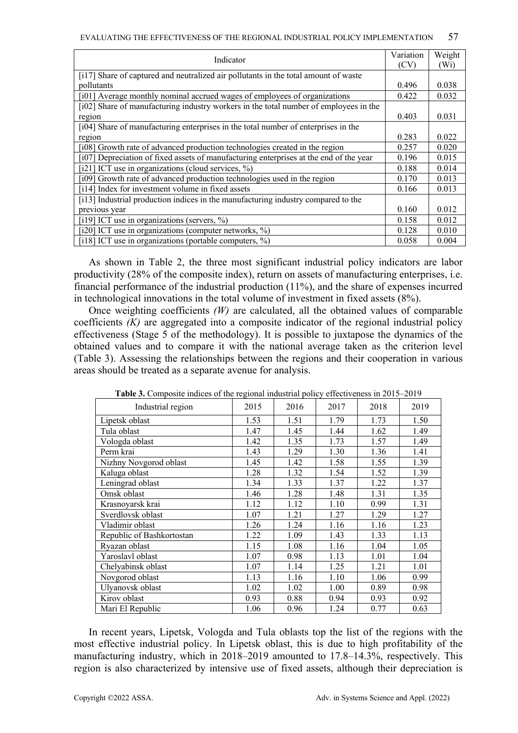| Indicator | Variation (CV) | Weight (Wi) |
|---|---|---|
| [i17] Share of captured and neutralized air pollutants in the total amount of waste pollutants | 0.496 | 0.038 |
| [i01] Average monthly nominal accrued wages of employees of organizations | 0.422 | 0.032 |
| [i02] Share of manufacturing industry workers in the total number of employees in the region | 0.403 | 0.031 |
| [i04] Share of manufacturing enterprises in the total number of enterprises in the region | 0.283 | 0.022 |
| [i08] Growth rate of advanced production technologies created in the region | 0.257 | 0.020 |
| [i07] Depreciation of fixed assets of manufacturing enterprises at the end of the year | 0.196 | 0.015 |
| [i21] ICT use in organizations (cloud services, %) | 0.188 | 0.014 |
| [i09] Growth rate of advanced production technologies used in the region | 0.170 | 0.013 |
| [i14] Index for investment volume in fixed assets | 0.166 | 0.013 |
| [i13] Industrial production indices in the manufacturing industry compared to the previous year | 0.160 | 0.012 |
| [i19] ICT use in organizations (servers, %) | 0.158 | 0.012 |
| [i20] ICT use in organizations (computer networks, %) | 0.128 | 0.010 |
| [i18] ICT use in organizations (portable computers, %) | 0.058 | 0.004 |

As shown in Table 2, the three most significant industrial policy indicators are labor productivity (28% of the composite index), return on assets of manufacturing enterprises, i.e. financial performance of the industrial production (11%), and the share of expenses incurred in technological innovations in the total volume of investment in fixed assets (8%).

Once weighting coefficients *(W)* are calculated, all the obtained values of comparable coefficients *(K)* are aggregated into a composite indicator of the regional industrial policy effectiveness (Stage 5 of the methodology). It is possible to juxtapose the dynamics of the obtained values and to compare it with the national average taken as the criterion level (Table 3). Assessing the relationships between the regions and their cooperation in various areas should be treated as a separate avenue for analysis.

**Table 3.** Composite indices of the regional industrial policy effectiveness in 2015–2019

| Industrial region | 2015 | 2016 | 2017 | 2018 | 2019 |
|---|---|---|---|---|---|
| Lipetsk oblast | 1.53 | 1.51 | 1.79 | 1.73 | 1.50 |
| Tula oblast | 1.47 | 1.45 | 1.44 | 1.62 | 1.49 |
| Vologda oblast | 1.42 | 1.35 | 1.73 | 1.57 | 1.49 |
| Perm krai | 1.43 | 1.29 | 1.30 | 1.36 | 1.41 |
| Nizhny Novgorod oblast | 1.45 | 1.42 | 1.58 | 1.55 | 1.39 |
| Kaluga oblast | 1.28 | 1.32 | 1.54 | 1.52 | 1.39 |
| Leningrad oblast | 1.34 | 1.33 | 1.37 | 1.22 | 1.37 |
| Omsk oblast | 1.46 | 1.28 | 1.48 | 1.31 | 1.35 |
| Krasnoyarsk krai | 1.12 | 1.12 | 1.10 | 0.99 | 1.31 |
| Sverdlovsk oblast | 1.07 | 1.21 | 1.27 | 1.29 | 1.27 |
| Vladimir oblast | 1.26 | 1.24 | 1.16 | 1.16 | 1.23 |
| Republic of Bashkortostan | 1.22 | 1.09 | 1.43 | 1.33 | 1.13 |
| Ryazan oblast | 1.15 | 1.08 | 1.16 | 1.04 | 1.05 |
| Yaroslavl oblast | 1.07 | 0.98 | 1.13 | 1.01 | 1.04 |
| Chelyabinsk oblast | 1.07 | 1.14 | 1.25 | 1.21 | 1.01 |
| Novgorod oblast | 1.13 | 1.16 | 1.10 | 1.06 | 0.99 |
| Ulyanovsk oblast | 1.02 | 1.02 | 1.00 | 0.89 | 0.98 |
| Kirov oblast | 0.93 | 0.88 | 0.94 | 0.93 | 0.92 |
| Mari El Republic | 1.06 | 0.96 | 1.24 | 0.77 | 0.63 |

In recent years, Lipetsk, Vologda and Tula oblasts top the list of the regions with the most effective industrial policy. In Lipetsk oblast, this is due to high profitability of the manufacturing industry, which in 2018–2019 amounted to 17.8–14.3%, respectively. This region is also characterized by intensive use of fixed assets, although their depreciation is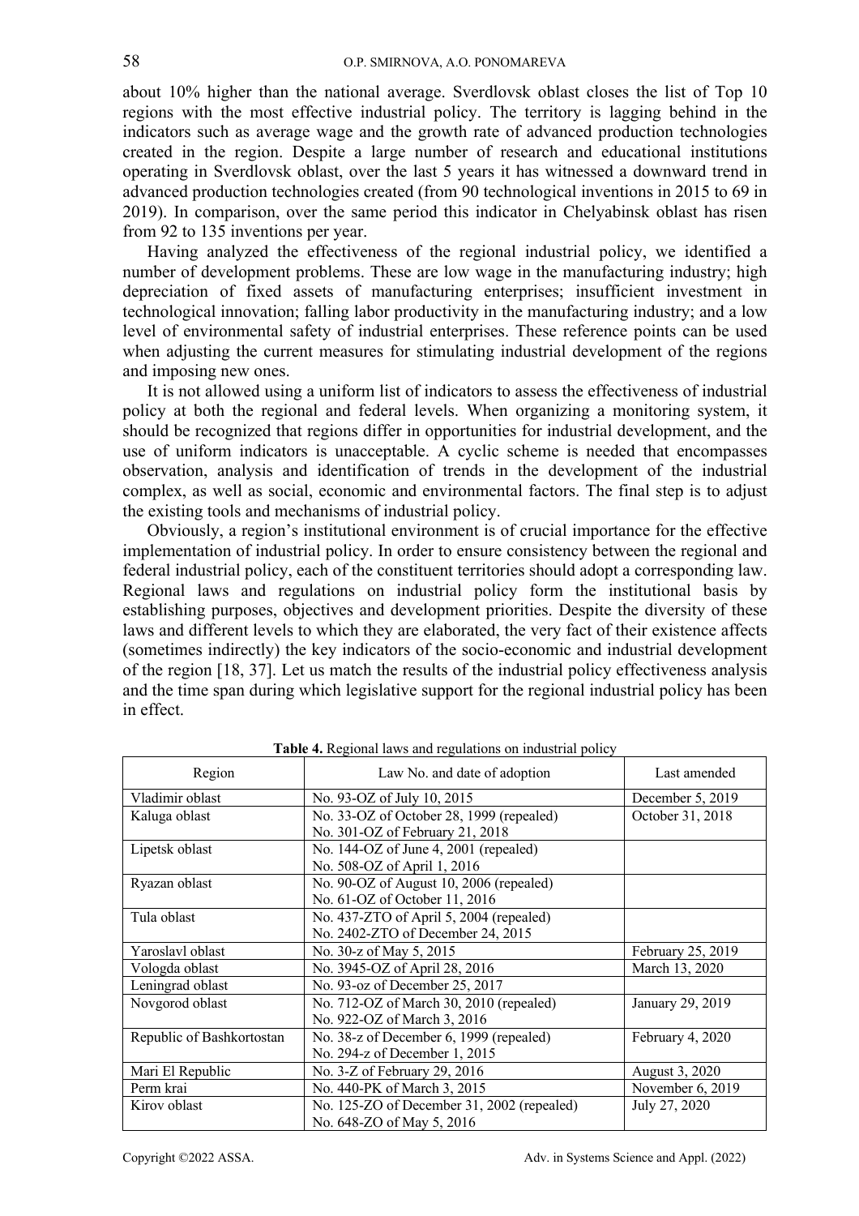about 10% higher than the national average. Sverdlovsk oblast closes the list of Top 10 regions with the most effective industrial policy. The territory is lagging behind in the indicators such as average wage and the growth rate of advanced production technologies created in the region. Despite a large number of research and educational institutions operating in Sverdlovsk oblast, over the last 5 years it has witnessed a downward trend in advanced production technologies created (from 90 technological inventions in 2015 to 69 in 2019). In comparison, over the same period this indicator in Chelyabinsk oblast has risen from 92 to 135 inventions per year.

Having analyzed the effectiveness of the regional industrial policy, we identified a number of development problems. These are low wage in the manufacturing industry; high depreciation of fixed assets of manufacturing enterprises; insufficient investment in technological innovation; falling labor productivity in the manufacturing industry; and a low level of environmental safety of industrial enterprises. These reference points can be used when adjusting the current measures for stimulating industrial development of the regions and imposing new ones.

It is not allowed using a uniform list of indicators to assess the effectiveness of industrial policy at both the regional and federal levels. When organizing a monitoring system, it should be recognized that regions differ in opportunities for industrial development, and the use of uniform indicators is unacceptable. A cyclic scheme is needed that encompasses observation, analysis and identification of trends in the development of the industrial complex, as well as social, economic and environmental factors. The final step is to adjust the existing tools and mechanisms of industrial policy.

Obviously, a region's institutional environment is of crucial importance for the effective implementation of industrial policy. In order to ensure consistency between the regional and federal industrial policy, each of the constituent territories should adopt a corresponding law. Regional laws and regulations on industrial policy form the institutional basis by establishing purposes, objectives and development priorities. Despite the diversity of these laws and different levels to which they are elaborated, the very fact of their existence affects (sometimes indirectly) the key indicators of the socio-economic and industrial development of the region [18, 37]. Let us match the results of the industrial policy effectiveness analysis and the time span during which legislative support for the regional industrial policy has been in effect.

**Table 4.** Regional laws and regulations on industrial policy

| Region | Law No. and date of adoption | Last amended |
|---|---|---|
| Vladimir oblast | No. 93-OZ of July 10, 2015 | December 5, 2019 |
| Kaluga oblast | No. 33-OZ of October 28, 1999 (repealed)<br>No. 301-OZ of February 21, 2018 | October 31, 2018 |
| Lipetsk oblast | No. 144-OZ of June 4, 2001 (repealed)<br>No. 508-OZ of April 1, 2016 | |
| Ryazan oblast | No. 90-OZ of August 10, 2006 (repealed)<br>No. 61-OZ of October 11, 2016 | |
| Tula oblast | No. 437-ZTO of April 5, 2004 (repealed)<br>No. 2402-ZTO of December 24, 2015 | |
| Yaroslavl oblast | No. 30-z of May 5, 2015 | February 25, 2019 |
| Vologda oblast | No. 3945-OZ of April 28, 2016 | March 13, 2020 |
| Leningrad oblast | No. 93-oz of December 25, 2017 | |
| Novgorod oblast | No. 712-OZ of March 30, 2010 (repealed)<br>No. 922-OZ of March 3, 2016 | January 29, 2019 |
| Republic of Bashkortostan | No. 38-z of December 6, 1999 (repealed)<br>No. 294-z of December 1, 2015 | February 4, 2020 |
| Mari El Republic | No. 3-Z of February 29, 2016 | August 3, 2020 |
| Perm krai | No. 440-PK of March 3, 2015 | November 6, 2019 |
| Kirov oblast | No. 125-ZO of December 31, 2002 (repealed)<br>No. 648-ZO of May 5, 2016 | July 27, 2020 |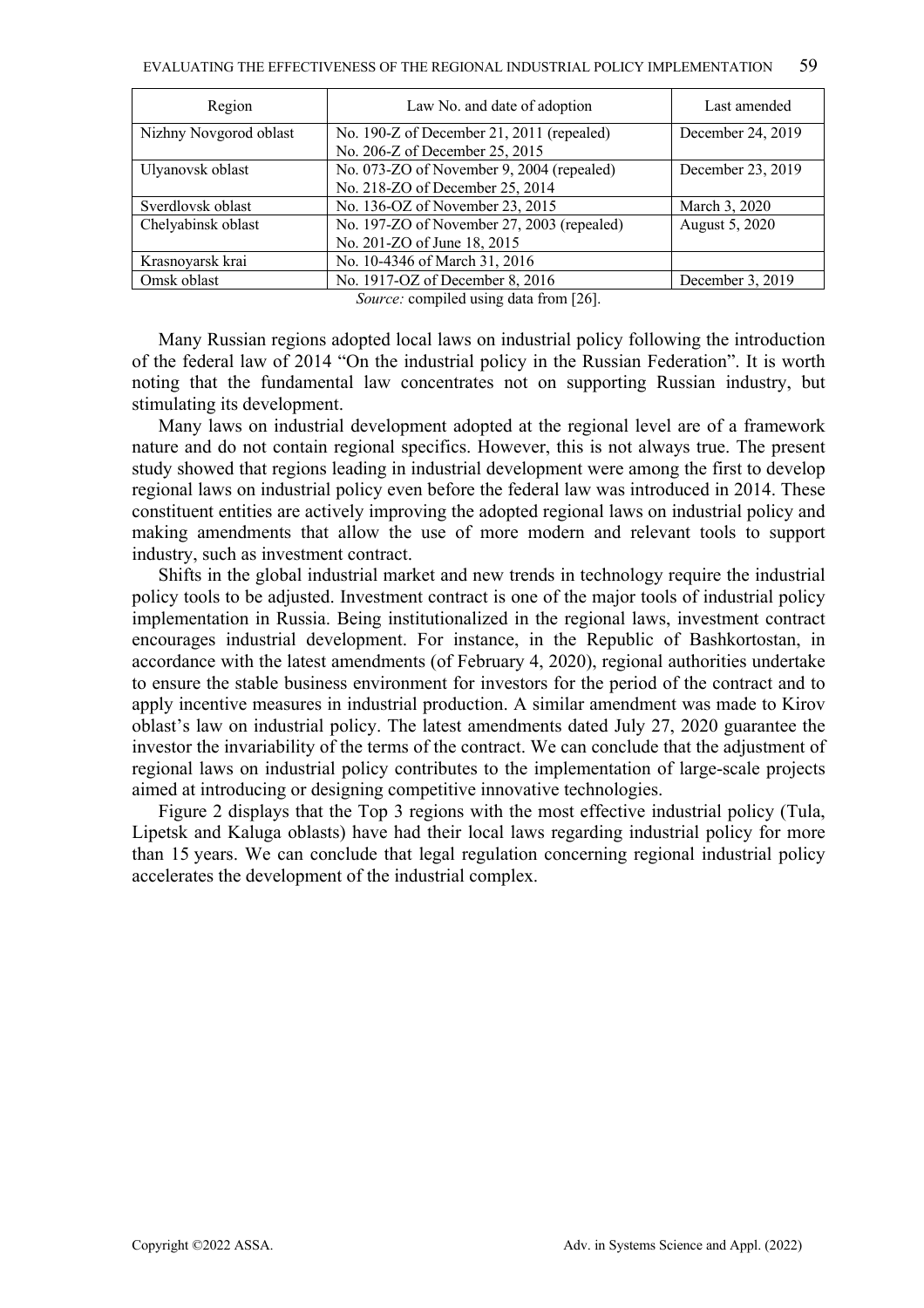| Region | Law No. and date of adoption | Last amended |
|---|---|---|
| Nizhny Novgorod oblast | No. 190-Z of December 21, 2011 (repealed)<br>No. 206-Z of December 25, 2015 | December 24, 2019 |
| Ulyanovsk oblast | No. 073-ZO of November 9, 2004 (repealed)<br>No. 218-ZO of December 25, 2014 | December 23, 2019 |
| Sverdlovsk oblast | No. 136-OZ of November 23, 2015 | March 3, 2020 |
| Chelyabinsk oblast | No. 197-ZO of November 27, 2003 (repealed)<br>No. 201-ZO of June 18, 2015 | August 5, 2020 |
| Krasnoyarsk krai | No. 10-4346 of March 31, 2016 | |
| Omsk oblast | No. 1917-OZ of December 8, 2016 | December 3, 2019 |

*Source:* compiled using data from [26].

Many Russian regions adopted local laws on industrial policy following the introduction of the federal law of 2014 "On the industrial policy in the Russian Federation". It is worth noting that the fundamental law concentrates not on supporting Russian industry, but stimulating its development.

Many laws on industrial development adopted at the regional level are of a framework nature and do not contain regional specifics. However, this is not always true. The present study showed that regions leading in industrial development were among the first to develop regional laws on industrial policy even before the federal law was introduced in 2014. These constituent entities are actively improving the adopted regional laws on industrial policy and making amendments that allow the use of more modern and relevant tools to support industry, such as investment contract.

Shifts in the global industrial market and new trends in technology require the industrial policy tools to be adjusted. Investment contract is one of the major tools of industrial policy implementation in Russia. Being institutionalized in the regional laws, investment contract encourages industrial development. For instance, in the Republic of Bashkortostan, in accordance with the latest amendments (of February 4, 2020), regional authorities undertake to ensure the stable business environment for investors for the period of the contract and to apply incentive measures in industrial production. A similar amendment was made to Kirov oblast's law on industrial policy. The latest amendments dated July 27, 2020 guarantee the investor the invariability of the terms of the contract. We can conclude that the adjustment of regional laws on industrial policy contributes to the implementation of large-scale projects aimed at introducing or designing competitive innovative technologies.

Figure 2 displays that the Top 3 regions with the most effective industrial policy (Tula, Lipetsk and Kaluga oblasts) have had their local laws regarding industrial policy for more than 15 years. We can conclude that legal regulation concerning regional industrial policy accelerates the development of the industrial complex.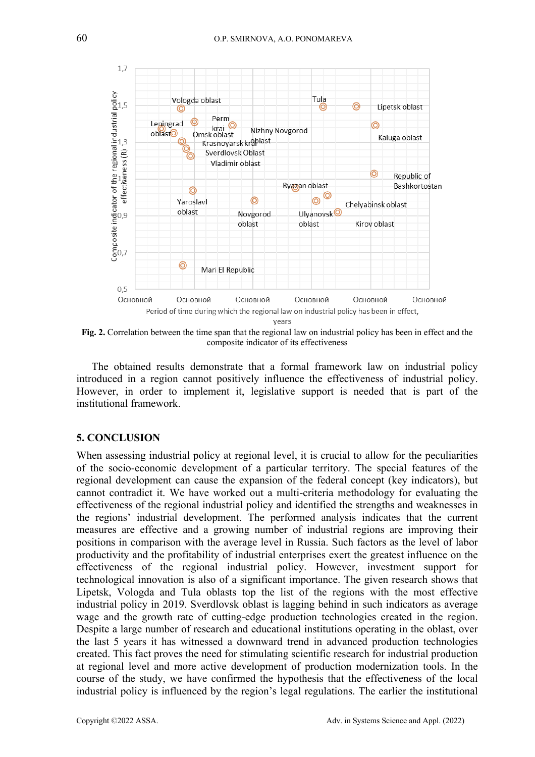Fig. 2. Correlation between the time span that the regional law on industrial policy has been in effect and the composite indicator of its effectiveness

The obtained results demonstrate that a formal framework law on industrial policy introduced in a region cannot positively influence the effectiveness of industrial policy. However, in order to implement it, legislative support is needed that is part of the institutional framework.

## 5. CONCLUSION

When assessing industrial policy at regional level, it is crucial to allow for the peculiarities of the socio-economic development of a particular territory. The special features of the regional development can cause the expansion of the federal concept (key indicators), but cannot contradict it. We have worked out a multi-criteria methodology for evaluating the effectiveness of the regional industrial policy and identified the strengths and weaknesses in the regions' industrial development. The performed analysis indicates that the current measures are effective and a growing number of industrial regions are improving their positions in comparison with the average level in Russia. Such factors as the level of labor productivity and the profitability of industrial enterprises exert the greatest influence on the effectiveness of the regional industrial policy. However, investment support for technological innovation is also of a significant importance. The given research shows that Lipetsk, Vologda and Tula oblasts top the list of the regions with the most effective industrial policy in 2019. Sverdlovsk oblast is lagging behind in such indicators as average wage and the growth rate of cutting-edge production technologies created in the region. Despite a large number of research and educational institutions operating in the oblast, over the last 5 years it has witnessed a downward trend in advanced production technologies created. This fact proves the need for stimulating scientific research for industrial production at regional level and more active development of production modernization tools. In the course of the study, we have confirmed the hypothesis that the effectiveness of the local industrial policy is influenced by the region's legal regulations. The earlier the institutional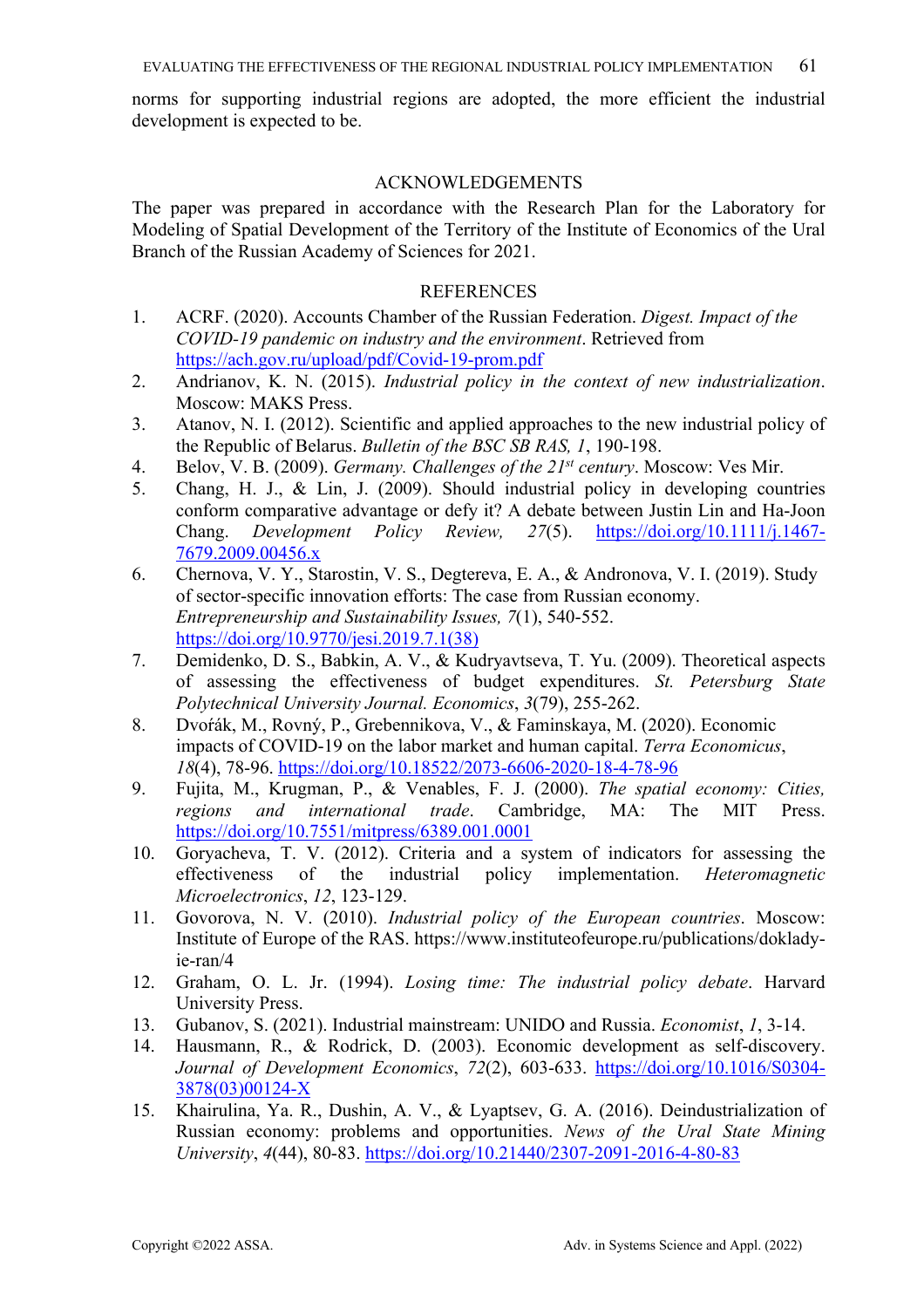norms for supporting industrial regions are adopted, the more efficient the industrial development is expected to be.

## ACKNOWLEDGEMENTS

The paper was prepared in accordance with the Research Plan for the Laboratory for Modeling of Spatial Development of the Territory of the Institute of Economics of the Ural Branch of the Russian Academy of Sciences for 2021.

## REFERENCES

1. ACRF. (2020). Accounts Chamber of the Russian Federation. *Digest. Impact of the COVID-19 pandemic on industry and the environment*. Retrieved from https://ach.gov.ru/upload/pdf/Covid-19-prom.pdf
2. Andrianov, K. N. (2015). *Industrial policy in the context of new industrialization*. Moscow: MAKS Press.
3. Atanov, N. I. (2012). Scientific and applied approaches to the new industrial policy of the Republic of Belarus. *Bulletin of the BSC SB RAS, 1*, 190-198.
4. Belov, V. B. (2009). *Germany. Challenges of the 21st century*. Moscow: Ves Mir.
5. Chang, H. J., & Lin, J. (2009). Should industrial policy in developing countries conform comparative advantage or defy it? A debate between Justin Lin and Ha-Joon Chang. *Development Policy Review, 27*(5). https://doi.org/10.1111/j.1467-7679.2009.00456.x
6. Chernova, V. Y., Starostin, V. S., Degtereva, E. A., & Andronova, V. I. (2019). Study of sector-specific innovation efforts: The case from Russian economy. *Entrepreneurship and Sustainability Issues, 7*(1), 540-552. https://doi.org/10.9770/jesi.2019.7.1(38)
7. Demidenko, D. S., Babkin, A. V., & Kudryavtseva, T. Yu. (2009). Theoretical aspects of assessing the effectiveness of budget expenditures. *St. Petersburg State Polytechnical University Journal. Economics*, *3*(79), 255-262.
8. Dvořák, M., Rovný, P., Grebennikova, V., & Faminskaya, M. (2020). Economic impacts of COVID-19 on the labor market and human capital. *Terra Economicus*, *18*(4), 78-96. https://doi.org/10.18522/2073-6606-2020-18-4-78-96
9. Fujita, M., Krugman, P., & Venables, F. J. (2000). *The spatial economy: Cities, regions and international trade*. Cambridge, MA: The MIT Press. https://doi.org/10.7551/mitpress/6389.001.0001
10. Goryacheva, T. V. (2012). Criteria and a system of indicators for assessing the effectiveness of the industrial policy implementation. *Heteromagnetic Microelectronics*, *12*, 123-129.
11. Govorova, N. V. (2010). *Industrial policy of the European countries*. Moscow: Institute of Europe of the RAS. https://www.instituteofeurope.ru/publications/doklady-ie-ran/4
12. Graham, O. L. Jr. (1994). *Losing time: The industrial policy debate*. Harvard University Press.
13. Gubanov, S. (2021). Industrial mainstream: UNIDO and Russia. *Economist*, *1*, 3-14.
14. Hausmann, R., & Rodrick, D. (2003). Economic development as self-discovery. *Journal of Development Economics*, *72*(2), 603-633. https://doi.org/10.1016/S0304-3878(03)00124-X
15. Khairulina, Ya. R., Dushin, A. V., & Lyaptsev, G. A. (2016). Deindustrialization of Russian economy: problems and opportunities. *News of the Ural State Mining University*, *4*(44), 80-83. https://doi.org/10.21440/2307-2091-2016-4-80-83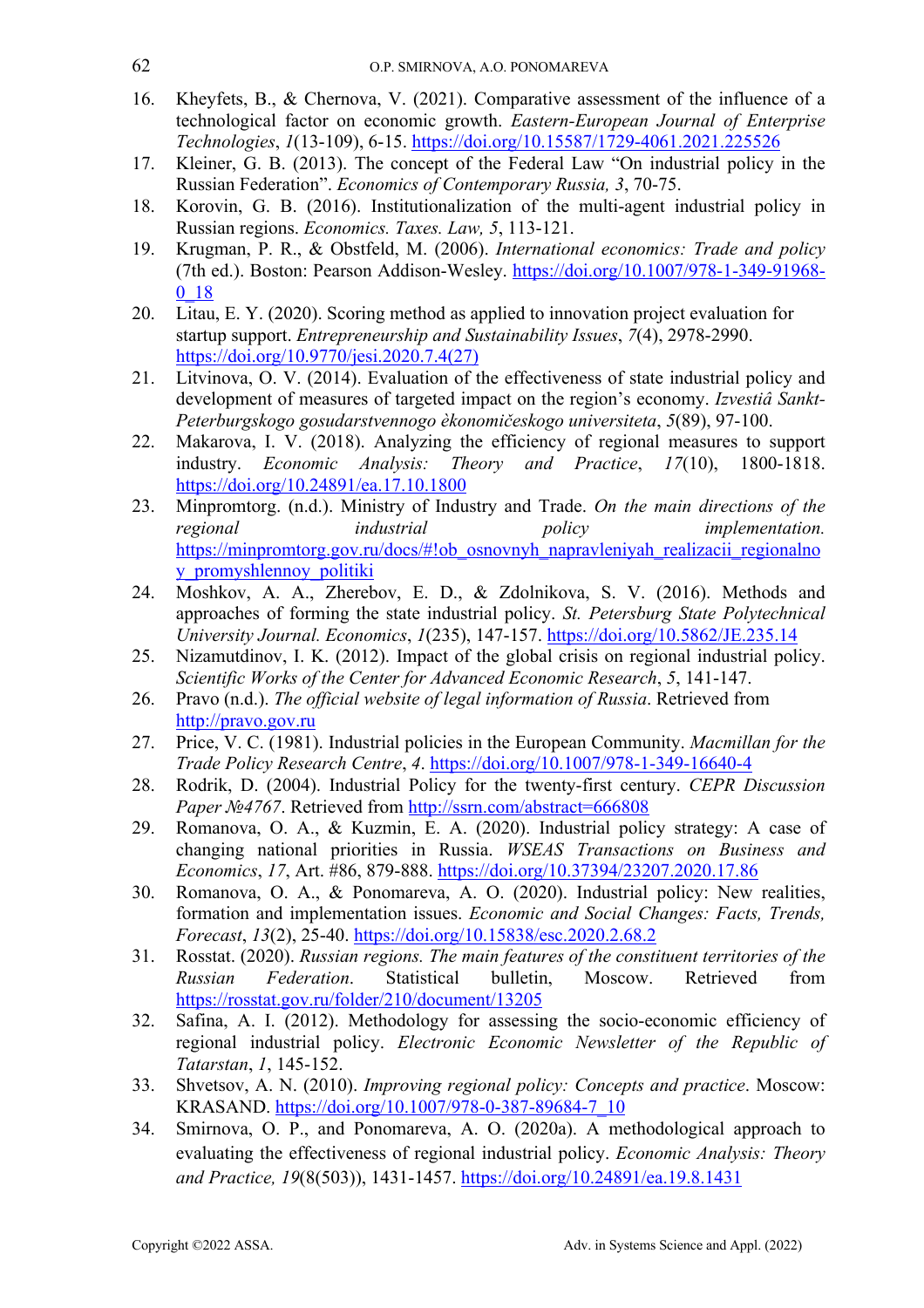16. Kheyfets, B., & Chernova, V. (2021). Comparative assessment of the influence of a technological factor on economic growth. *Eastern-European Journal of Enterprise Technologies*, *1*(13-109), 6-15. https://doi.org/10.15587/1729-4061.2021.225526
17. Kleiner, G. B. (2013). The concept of the Federal Law "On industrial policy in the Russian Federation". *Economics of Contemporary Russia, 3*, 70-75.
18. Korovin, G. B. (2016). Institutionalization of the multi-agent industrial policy in Russian regions. *Economics. Taxes. Law, 5*, 113-121.
19. Krugman, P. R., & Obstfeld, M. (2006). *International economics: Trade and policy* (7th ed.). Boston: Pearson Addison-Wesley. https://doi.org/10.1007/978-1-349-91968-0_18
20. Litau, E. Y. (2020). Scoring method as applied to innovation project evaluation for startup support. *Entrepreneurship and Sustainability Issues*, *7*(4), 2978-2990. https://doi.org/10.9770/jesi.2020.7.4(27)
21. Litvinova, O. V. (2014). Evaluation of the effectiveness of state industrial policy and development of measures of targeted impact on the region's economy. *Izvestiâ Sankt-Peterburgskogo gosudarstvennogo èkonomičeskogo universiteta*, *5*(89), 97-100.
22. Makarova, I. V. (2018). Analyzing the efficiency of regional measures to support industry. *Economic Analysis: Theory and Practice*, *17*(10), 1800-1818. https://doi.org/10.24891/ea.17.10.1800
23. Minpromtorg. (n.d.). Ministry of Industry and Trade. *On the main directions of the regional industrial policy implementation.* https://minpromtorg.gov.ru/docs/#!ob_osnovnyh_napravleniyah_realizacii_regionalnoy_promyshlennoy_politiki
24. Moshkov, A. A., Zherebov, E. D., & Zdolnikova, S. V. (2016). Methods and approaches of forming the state industrial policy. *St. Petersburg State Polytechnical University Journal. Economics*, *1*(235), 147-157. https://doi.org/10.5862/JE.235.14
25. Nizamutdinov, I. K. (2012). Impact of the global crisis on regional industrial policy. *Scientific Works of the Center for Advanced Economic Research*, *5*, 141-147.
26. Pravo (n.d.). *The official website of legal information of Russia*. Retrieved from http://pravo.gov.ru
27. Price, V. C. (1981). Industrial policies in the European Community. *Macmillan for the Trade Policy Research Centre*, *4*. https://doi.org/10.1007/978-1-349-16640-4
28. Rodrik, D. (2004). Industrial Policy for the twenty-first century. *CEPR Discussion Paper №4767*. Retrieved from http://ssrn.com/abstract=666808
29. Romanova, O. A., & Kuzmin, E. A. (2020). Industrial policy strategy: A case of changing national priorities in Russia. *WSEAS Transactions on Business and Economics*, *17*, Art. #86, 879-888. https://doi.org/10.37394/23207.2020.17.86
30. Romanova, O. A., & Ponomareva, A. O. (2020). Industrial policy: New realities, formation and implementation issues. *Economic and Social Changes: Facts, Trends, Forecast*, *13*(2), 25-40. https://doi.org/10.15838/esc.2020.2.68.2
31. Rosstat. (2020). *Russian regions. The main features of the constituent territories of the Russian Federation*. Statistical bulletin, Moscow. Retrieved from https://rosstat.gov.ru/folder/210/document/13205
32. Safina, A. I. (2012). Methodology for assessing the socio-economic efficiency of regional industrial policy. *Electronic Economic Newsletter of the Republic of Tatarstan*, *1*, 145-152.
33. Shvetsov, A. N. (2010). *Improving regional policy: Concepts and practice*. Moscow: KRASAND. https://doi.org/10.1007/978-0-387-89684-7_10
34. Smirnova, O. P., and Ponomareva, A. O. (2020a). A methodological approach to evaluating the effectiveness of regional industrial policy. *Economic Analysis: Theory and Practice, 19*(8(503)), 1431-1457. https://doi.org/10.24891/ea.19.8.1431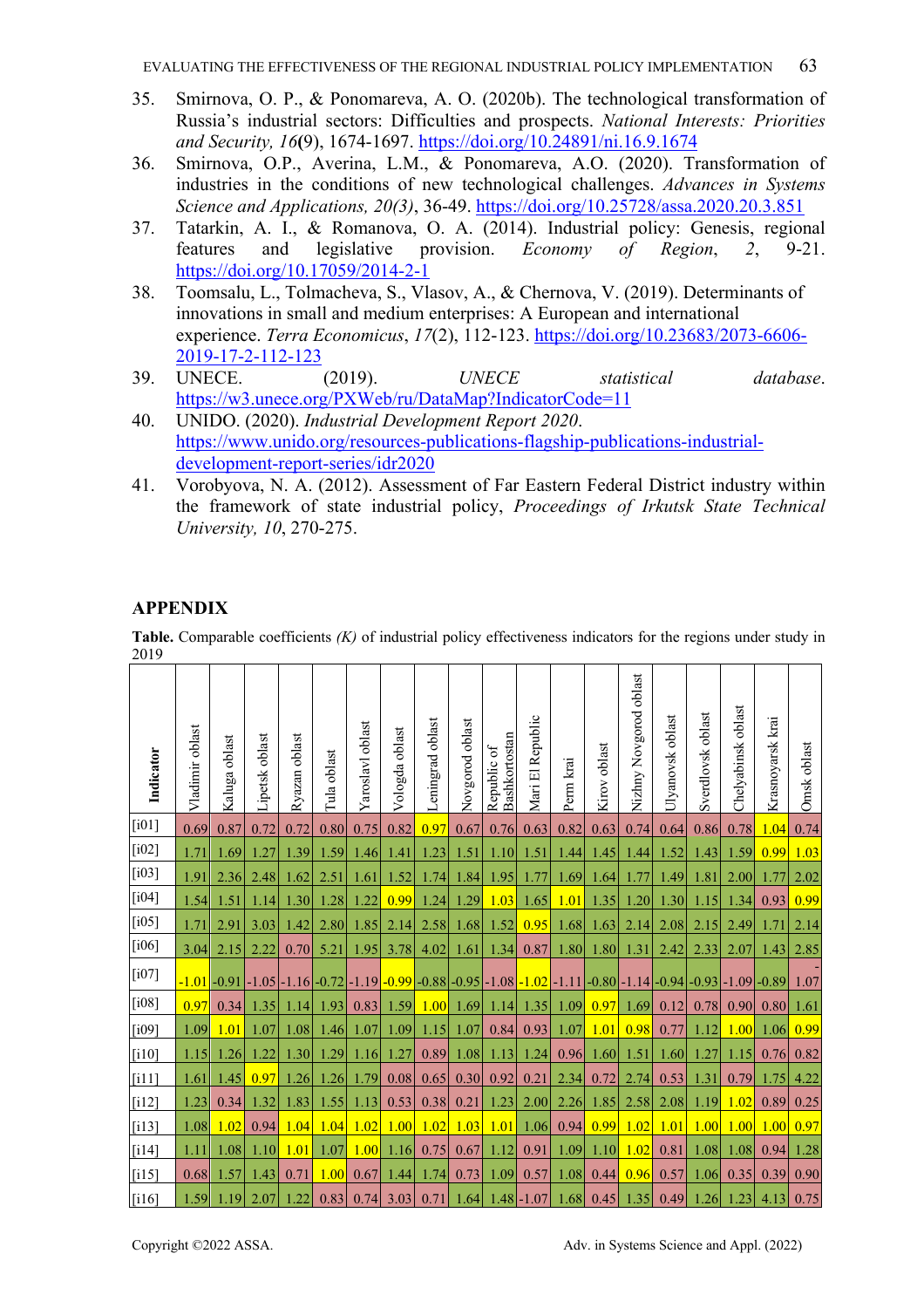35. Smirnova, O. P., & Ponomareva, A. O. (2020b). The technological transformation of Russia's industrial sectors: Difficulties and prospects. *National Interests: Priorities and Security, 16*(9), 1674-1697. https://doi.org/10.24891/ni.16.9.1674
36. Smirnova, O.P., Averina, L.M., & Ponomareva, A.O. (2020). Transformation of industries in the conditions of new technological challenges. *Advances in Systems Science and Applications, 20(3)*, 36-49. https://doi.org/10.25728/assa.2020.20.3.851
37. Tatarkin, A. I., & Romanova, O. A. (2014). Industrial policy: Genesis, regional features and legislative provision. *Economy of Region*, *2*, 9-21. https://doi.org/10.17059/2014-2-1
38. Toomsalu, L., Tolmacheva, S., Vlasov, A., & Chernova, V. (2019). Determinants of innovations in small and medium enterprises: A European and international experience. *Terra Economicus*, *17*(2), 112-123. https://doi.org/10.23683/2073-6606-2019-17-2-112-123
39. UNECE. (2019). *UNECE statistical database*. https://w3.unece.org/PXWeb/ru/DataMap?IndicatorCode=11
40. UNIDO. (2020). *Industrial Development Report 2020*. https://www.unido.org/resources-publications-flagship-publications-industrial-development-report-series/idr2020
41. Vorobyova, N. A. (2012). Assessment of Far Eastern Federal District industry within the framework of state industrial policy, *Proceedings of Irkutsk State Technical University, 10*, 270-275.

## APPENDIX

**Table.** Comparable coefficients *(K)* of industrial policy effectiveness indicators for the regions under study in 2019

| Indicator | Vladimir oblast | Kaluga oblast | Lipetsk oblast | Ryazan oblast | Tula oblast | Yaroslavl oblast | Vologda oblast | Leningrad oblast | Novgorod oblast | Republic of Bashkortostan | Mari El Republic | Perm krai | Kirov oblast | Nizhny Novgorod oblast | Ulyanovsk oblast | Sverdlovsk oblast | Chelyabinsk oblast | Krasnoyarsk krai | Omsk oblast |
|---|---|---|---|---|---|---|---|---|---|---|---|---|---|---|---|---|---|---|---|
| [i01] | 0.69 | 0.87 | 0.72 | 0.72 | 0.80 | 0.75 | 0.82 | 0.97 | 0.67 | 0.76 | 0.63 | 0.82 | 0.63 | 0.74 | 0.64 | 0.86 | 0.78 | 1.04 | 0.74 |
| [i02] | 1.71 | 1.69 | 1.27 | 1.39 | 1.59 | 1.46 | 1.41 | 1.23 | 1.51 | 1.10 | 1.51 | 1.44 | 1.45 | 1.44 | 1.52 | 1.43 | 1.59 | 0.99 | 1.03 |
| [i03] | 1.91 | 2.36 | 2.48 | 1.62 | 2.51 | 1.61 | 1.52 | 1.74 | 1.84 | 1.95 | 1.77 | 1.69 | 1.64 | 1.77 | 1.49 | 1.81 | 2.00 | 1.77 | 2.02 |
| [i04] | 1.54 | 1.51 | 1.14 | 1.30 | 1.28 | 1.22 | 0.99 | 1.24 | 1.29 | 1.03 | 1.65 | 1.01 | 1.35 | 1.20 | 1.30 | 1.15 | 1.34 | 0.93 | 0.99 |
| [i05] | 1.71 | 2.91 | 3.03 | 1.42 | 2.80 | 1.85 | 2.14 | 2.58 | 1.68 | 1.52 | 0.95 | 1.68 | 1.63 | 2.14 | 2.08 | 2.15 | 2.49 | 1.71 | 2.14 |
| [i06] | 3.04 | 2.15 | 2.22 | 0.70 | 5.21 | 1.95 | 3.78 | 4.02 | 1.61 | 1.34 | 0.87 | 1.80 | 1.80 | 1.31 | 2.42 | 2.33 | 2.07 | 1.43 | 2.85 |
| [i07] | -1.01 | -0.91 | -1.05 | -1.16 | -0.72 | -1.19 | -0.99 | -0.88 | -0.95 | -1.08 | -1.02 | -1.11 | -0.80 | -1.14 | -0.94 | -0.93 | -1.09 | -0.89 | -1.07 |
| [i08] | 0.97 | 0.34 | 1.35 | 1.14 | 1.93 | 0.83 | 1.59 | 1.00 | 1.69 | 1.14 | 1.35 | 1.09 | 0.97 | 1.69 | 0.12 | 0.78 | 0.90 | 0.80 | 1.61 |
| [i09] | 1.09 | 1.01 | 1.07 | 1.08 | 1.46 | 1.07 | 1.09 | 1.15 | 1.07 | 0.84 | 0.93 | 1.07 | 1.01 | 0.98 | 0.77 | 1.12 | 1.00 | 1.06 | 0.99 |
| [i10] | 1.15 | 1.26 | 1.22 | 1.30 | 1.29 | 1.16 | 1.27 | 0.89 | 1.08 | 1.13 | 1.24 | 0.96 | 1.60 | 1.51 | 1.60 | 1.27 | 1.15 | 0.76 | 0.82 |
| [i11] | 1.61 | 1.45 | 0.97 | 1.26 | 1.26 | 1.79 | 0.08 | 0.65 | 0.30 | 0.92 | 0.21 | 2.34 | 0.72 | 2.74 | 0.53 | 1.31 | 0.79 | 1.75 | 4.22 |
| [i12] | 1.23 | 0.34 | 1.32 | 1.83 | 1.55 | 1.13 | 0.53 | 0.38 | 0.21 | 1.23 | 2.00 | 2.26 | 1.85 | 2.58 | 2.08 | 1.19 | 1.02 | 0.89 | 0.25 |
| [i13] | 1.08 | 1.02 | 0.94 | 1.04 | 1.04 | 1.02 | 1.00 | 1.02 | 1.03 | 1.01 | 1.06 | 0.94 | 0.99 | 1.02 | 1.01 | 1.00 | 1.00 | 1.00 | 0.97 |
| [i14] | 1.11 | 1.08 | 1.10 | 1.01 | 1.07 | 1.00 | 1.16 | 0.75 | 0.67 | 1.12 | 0.91 | 1.09 | 1.10 | 1.02 | 0.81 | 1.08 | 1.08 | 0.94 | 1.28 |
| [i15] | 0.68 | 1.57 | 1.43 | 0.71 | 1.00 | 0.67 | 1.44 | 1.74 | 0.73 | 1.09 | 0.57 | 1.08 | 0.44 | 0.96 | 0.57 | 1.06 | 0.35 | 0.39 | 0.90 |
| [i16] | 1.59 | 1.19 | 2.07 | 1.22 | 0.83 | 0.74 | 3.03 | 0.71 | 1.64 | 1.48 | -1.07 | 1.68 | 0.45 | 1.35 | 0.49 | 1.26 | 1.23 | 4.13 | 0.75 |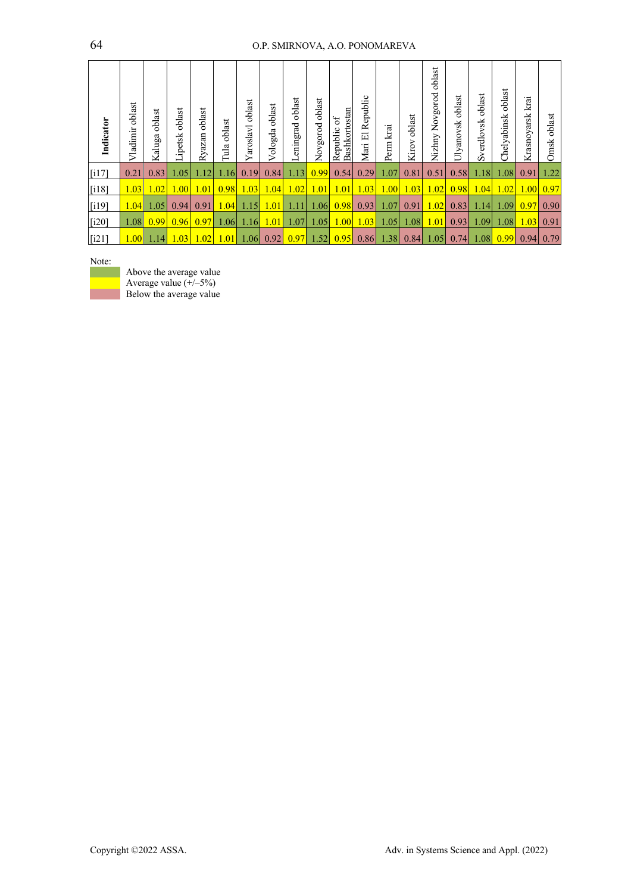| Indicator | Vladimir oblast | Kaluga oblast | Lipetsk oblast | Ryazan oblast | Tula oblast | Yaroslavl oblast | Vologda oblast | Leningrad oblast | Novgorod oblast | Republic of Bashkortostan | Mari El Republic | Perm krai | Kirov oblast | Nizhny Novgorod oblast | Ulyanovsk oblast | Sverdlovsk oblast | Chelyabinsk oblast | Krasnoyarsk krai | Omsk oblast |
|---|---|---|---|---|---|---|---|---|---|---|---|---|---|---|---|---|---|---|---|
| [i17] | 0.21 | 0.83 | 1.05 | 1.12 | 1.16 | 0.19 | 0.84 | 1.13 | 0.99 | 0.54 | 0.29 | 1.07 | 0.81 | 0.51 | 0.58 | 1.18 | 1.08 | 0.91 | 1.22 |
| [i18] | 1.03 | 1.02 | 1.00 | 1.01 | 0.98 | 1.03 | 1.04 | 1.02 | 1.01 | 1.01 | 1.03 | 1.00 | 1.03 | 1.02 | 0.98 | 1.04 | 1.02 | 1.00 | 0.97 |
| [i19] | 1.04 | 1.05 | 0.94 | 0.91 | 1.04 | 1.15 | 1.01 | 1.11 | 1.06 | 0.98 | 0.93 | 1.07 | 0.91 | 1.02 | 0.83 | 1.14 | 1.09 | 0.97 | 0.90 |
| [i20] | 1.08 | 0.99 | 0.96 | 0.97 | 1.06 | 1.16 | 1.01 | 1.07 | 1.05 | 1.00 | 1.03 | 1.05 | 1.08 | 1.01 | 0.93 | 1.09 | 1.08 | 1.03 | 0.91 |
| [i21] | 1.00 | 1.14 | 1.03 | 1.02 | 1.01 | 1.06 | 0.92 | 0.97 | 1.52 | 0.95 | 0.86 | 1.38 | 0.84 | 1.05 | 0.74 | 1.08 | 0.99 | 0.94 | 0.79 |

Note:

Above the average value

Average value (+/–5%)

Below the average value